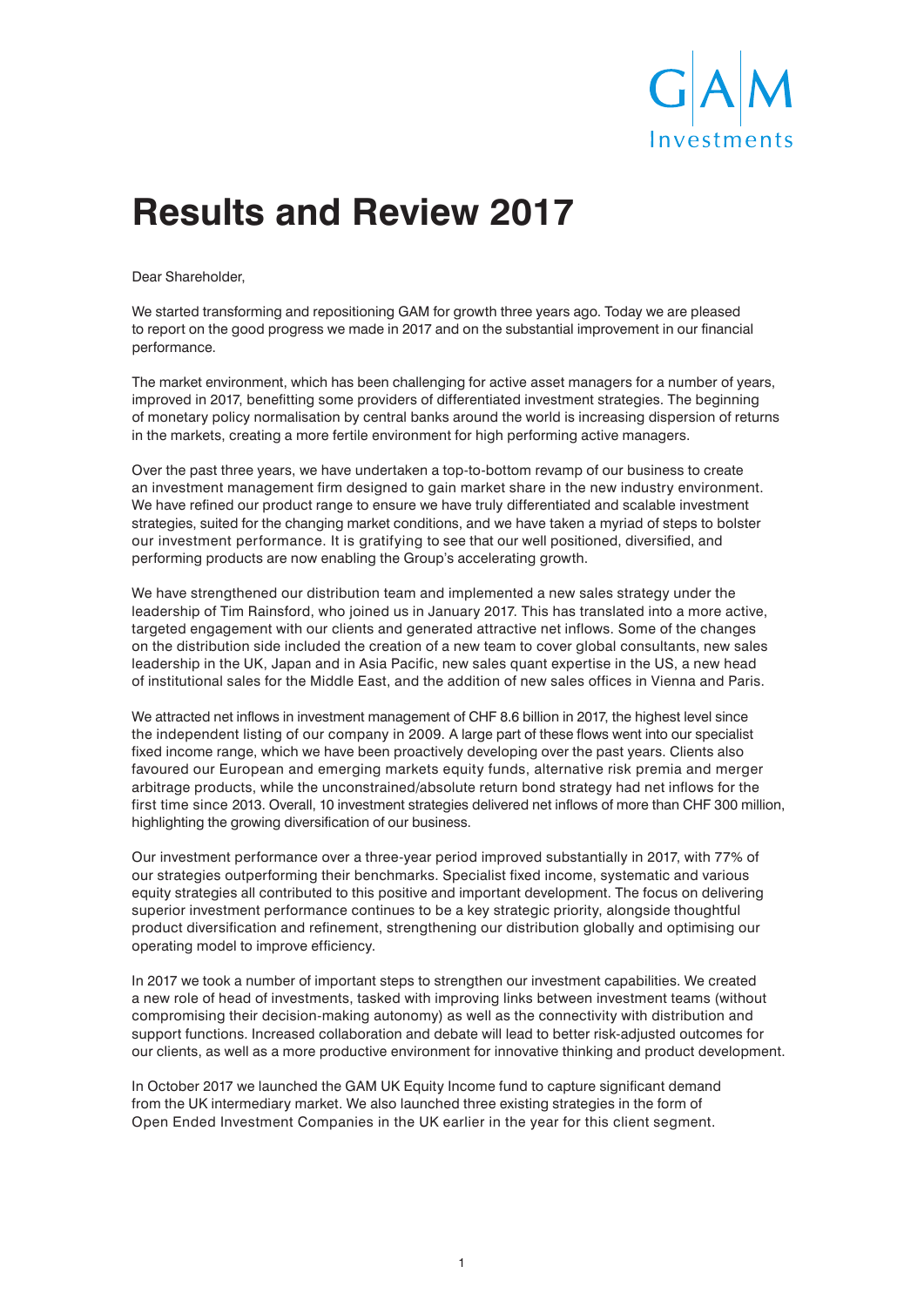GAM Investments

# Results and Review 2017

Dear Shareholder,

We started transforming and repositioning GAM for growth three years ago. Today we are pleased to report on the good progress we made in 2017 and on the substantial improvement in our financial performance.

The market environment, which has been challenging for active asset managers for a number of years, improved in 2017, benefitting some providers of differentiated investment strategies. The beginning of monetary policy normalisation by central banks around the world is increasing dispersion of returns in the markets, creating a more fertile environment for high performing active managers.

Over the past three years, we have undertaken a top-to-bottom revamp of our business to create an investment management firm designed to gain market share in the new industry environment. We have refined our product range to ensure we have truly differentiated and scalable investment strategies, suited for the changing market conditions, and we have taken a myriad of steps to bolster our investment performance. It is gratifying to see that our well positioned, diversified, and performing products are now enabling the Group's accelerating growth.

We have strengthened our distribution team and implemented a new sales strategy under the leadership of Tim Rainsford, who joined us in January 2017. This has translated into a more active, targeted engagement with our clients and generated attractive net inflows. Some of the changes on the distribution side included the creation of a new team to cover global consultants, new sales leadership in the UK, Japan and in Asia Pacific, new sales quant expertise in the US, a new head of institutional sales for the Middle East, and the addition of new sales offices in Vienna and Paris.

We attracted net inflows in investment management of CHF 8.6 billion in 2017, the highest level since the independent listing of our company in 2009. A large part of these flows went into our specialist fixed income range, which we have been proactively developing over the past years. Clients also favoured our European and emerging markets equity funds, alternative risk premia and merger arbitrage products, while the unconstrained/absolute return bond strategy had net inflows for the first time since 2013. Overall, 10 investment strategies delivered net inflows of more than CHF 300 million, highlighting the growing diversification of our business.

Our investment performance over a three-year period improved substantially in 2017, with 77% of our strategies outperforming their benchmarks. Specialist fixed income, systematic and various equity strategies all contributed to this positive and important development. The focus on delivering superior investment performance continues to be a key strategic priority, alongside thoughtful product diversification and refinement, strengthening our distribution globally and optimising our operating model to improve efficiency.

In 2017 we took a number of important steps to strengthen our investment capabilities. We created a new role of head of investments, tasked with improving links between investment teams (without compromising their decision-making autonomy) as well as the connectivity with distribution and support functions. Increased collaboration and debate will lead to better risk-adjusted outcomes for our clients, as well as a more productive environment for innovative thinking and product development.

In October 2017 we launched the GAM UK Equity Income fund to capture significant demand from the UK intermediary market. We also launched three existing strategies in the form of Open Ended Investment Companies in the UK earlier in the year for this client segment.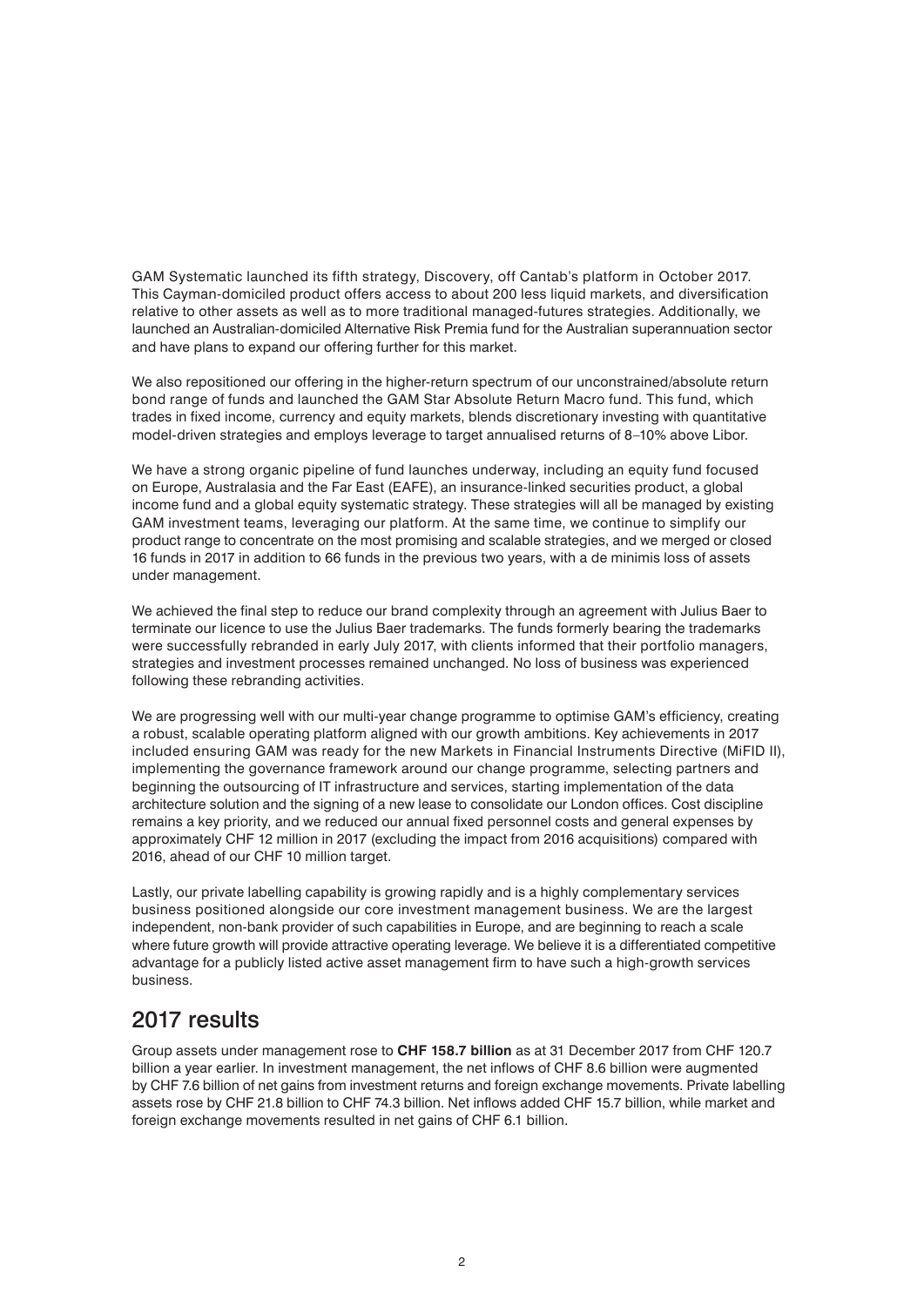GAM Systematic launched its fifth strategy, Discovery, off Cantab's platform in October 2017. This Cayman-domiciled product offers access to about 200 less liquid markets, and diversification relative to other assets as well as to more traditional managed-futures strategies. Additionally, we launched an Australian-domiciled Alternative Risk Premia fund for the Australian superannuation sector and have plans to expand our offering further for this market.

We also repositioned our offering in the higher-return spectrum of our unconstrained/absolute return bond range of funds and launched the GAM Star Absolute Return Macro fund. This fund, which trades in fixed income, currency and equity markets, blends discretionary investing with quantitative model-driven strategies and employs leverage to target annualised returns of 8–10% above Libor.

We have a strong organic pipeline of fund launches underway, including an equity fund focused on Europe, Australasia and the Far East (EAFE), an insurance-linked securities product, a global income fund and a global equity systematic strategy. These strategies will all be managed by existing GAM investment teams, leveraging our platform. At the same time, we continue to simplify our product range to concentrate on the most promising and scalable strategies, and we merged or closed 16 funds in 2017 in addition to 66 funds in the previous two years, with a de minimis loss of assets under management.

We achieved the final step to reduce our brand complexity through an agreement with Julius Baer to terminate our licence to use the Julius Baer trademarks. The funds formerly bearing the trademarks were successfully rebranded in early July 2017, with clients informed that their portfolio managers, strategies and investment processes remained unchanged. No loss of business was experienced following these rebranding activities.

We are progressing well with our multi-year change programme to optimise GAM's efficiency, creating a robust, scalable operating platform aligned with our growth ambitions. Key achievements in 2017 included ensuring GAM was ready for the new Markets in Financial Instruments Directive (MiFID II), implementing the governance framework around our change programme, selecting partners and beginning the outsourcing of IT infrastructure and services, starting implementation of the data architecture solution and the signing of a new lease to consolidate our London offices. Cost discipline remains a key priority, and we reduced our annual fixed personnel costs and general expenses by approximately CHF 12 million in 2017 (excluding the impact from 2016 acquisitions) compared with 2016, ahead of our CHF 10 million target.

Lastly, our private labelling capability is growing rapidly and is a highly complementary services business positioned alongside our core investment management business. We are the largest independent, non-bank provider of such capabilities in Europe, and are beginning to reach a scale where future growth will provide attractive operating leverage. We believe it is a differentiated competitive advantage for a publicly listed active asset management firm to have such a high-growth services business.

## 2017 results

Group assets under management rose to **CHF 158.7 billion** as at 31 December 2017 from CHF 120.7 billion a year earlier. In investment management, the net inflows of CHF 8.6 billion were augmented by CHF 7.6 billion of net gains from investment returns and foreign exchange movements. Private labelling assets rose by CHF 21.8 billion to CHF 74.3 billion. Net inflows added CHF 15.7 billion, while market and foreign exchange movements resulted in net gains of CHF 6.1 billion.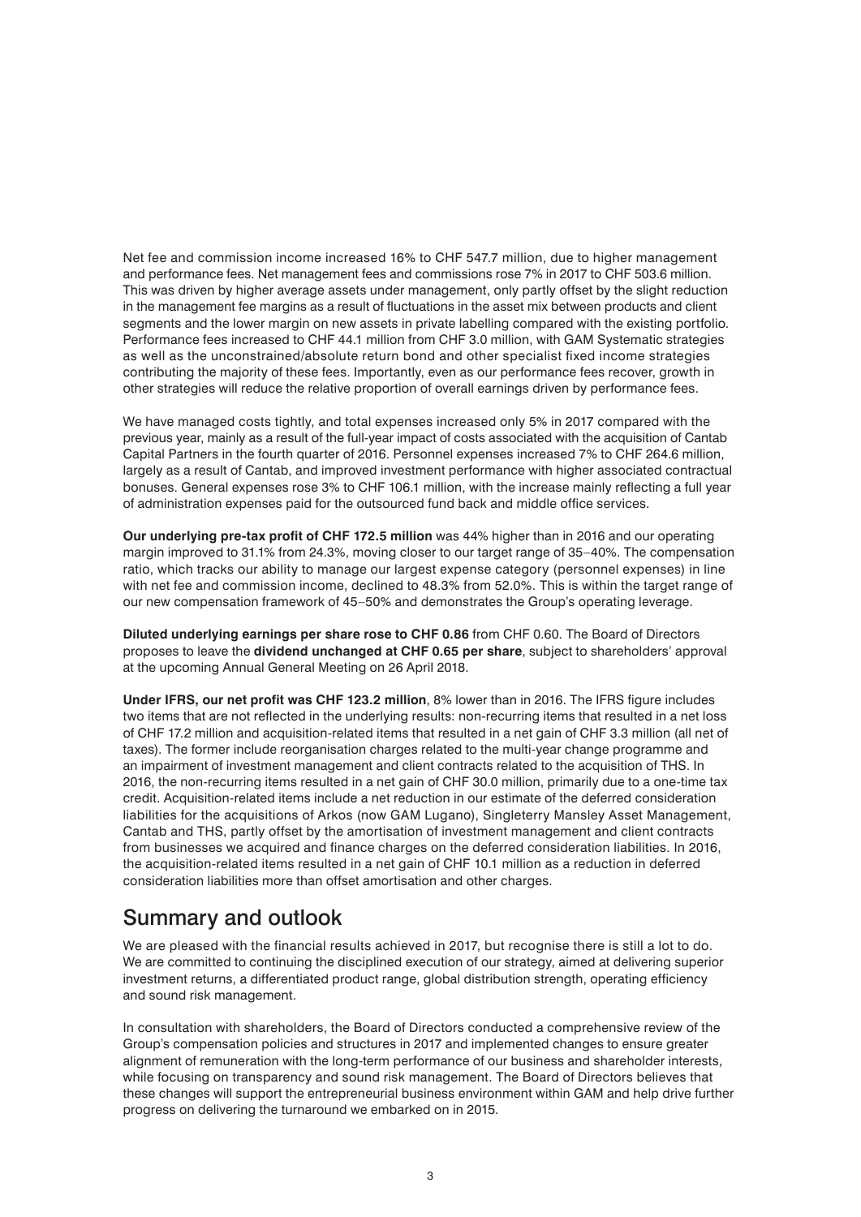Net fee and commission income increased 16% to CHF 547.7 million, due to higher management and performance fees. Net management fees and commissions rose 7% in 2017 to CHF 503.6 million. This was driven by higher average assets under management, only partly offset by the slight reduction in the management fee margins as a result of fluctuations in the asset mix between products and client segments and the lower margin on new assets in private labelling compared with the existing portfolio. Performance fees increased to CHF 44.1 million from CHF 3.0 million, with GAM Systematic strategies as well as the unconstrained/absolute return bond and other specialist fixed income strategies contributing the majority of these fees. Importantly, even as our performance fees recover, growth in other strategies will reduce the relative proportion of overall earnings driven by performance fees.

We have managed costs tightly, and total expenses increased only 5% in 2017 compared with the previous year, mainly as a result of the full-year impact of costs associated with the acquisition of Cantab Capital Partners in the fourth quarter of 2016. Personnel expenses increased 7% to CHF 264.6 million, largely as a result of Cantab, and improved investment performance with higher associated contractual bonuses. General expenses rose 3% to CHF 106.1 million, with the increase mainly reflecting a full year of administration expenses paid for the outsourced fund back and middle office services.

**Our underlying pre-tax profit of CHF 172.5 million** was 44% higher than in 2016 and our operating margin improved to 31.1% from 24.3%, moving closer to our target range of 35–40%. The compensation ratio, which tracks our ability to manage our largest expense category (personnel expenses) in line with net fee and commission income, declined to 48.3% from 52.0%. This is within the target range of our new compensation framework of 45–50% and demonstrates the Group's operating leverage.

**Diluted underlying earnings per share rose to CHF 0.86** from CHF 0.60. The Board of Directors proposes to leave the **dividend unchanged at CHF 0.65 per share**, subject to shareholders' approval at the upcoming Annual General Meeting on 26 April 2018.

**Under IFRS, our net profit was CHF 123.2 million**, 8% lower than in 2016. The IFRS figure includes two items that are not reflected in the underlying results: non-recurring items that resulted in a net loss of CHF 17.2 million and acquisition-related items that resulted in a net gain of CHF 3.3 million (all net of taxes). The former include reorganisation charges related to the multi-year change programme and an impairment of investment management and client contracts related to the acquisition of THS. In 2016, the non-recurring items resulted in a net gain of CHF 30.0 million, primarily due to a one-time tax credit. Acquisition-related items include a net reduction in our estimate of the deferred consideration liabilities for the acquisitions of Arkos (now GAM Lugano), Singleterry Mansley Asset Management, Cantab and THS, partly offset by the amortisation of investment management and client contracts from businesses we acquired and finance charges on the deferred consideration liabilities. In 2016, the acquisition-related items resulted in a net gain of CHF 10.1 million as a reduction in deferred consideration liabilities more than offset amortisation and other charges.

## Summary and outlook

We are pleased with the financial results achieved in 2017, but recognise there is still a lot to do. We are committed to continuing the disciplined execution of our strategy, aimed at delivering superior investment returns, a differentiated product range, global distribution strength, operating efficiency and sound risk management.

In consultation with shareholders, the Board of Directors conducted a comprehensive review of the Group's compensation policies and structures in 2017 and implemented changes to ensure greater alignment of remuneration with the long-term performance of our business and shareholder interests, while focusing on transparency and sound risk management. The Board of Directors believes that these changes will support the entrepreneurial business environment within GAM and help drive further progress on delivering the turnaround we embarked on in 2015.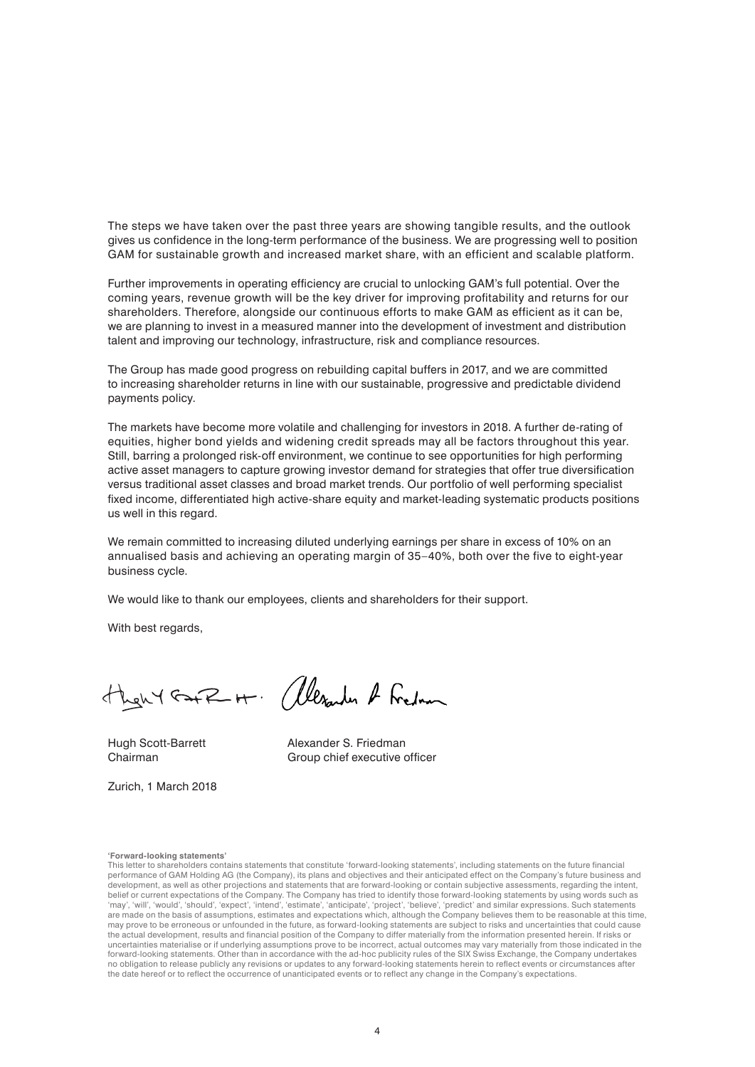The steps we have taken over the past three years are showing tangible results, and the outlook gives us confidence in the long-term performance of the business. We are progressing well to position GAM for sustainable growth and increased market share, with an efficient and scalable platform.

Further improvements in operating efficiency are crucial to unlocking GAM's full potential. Over the coming years, revenue growth will be the key driver for improving profitability and returns for our shareholders. Therefore, alongside our continuous efforts to make GAM as efficient as it can be, we are planning to invest in a measured manner into the development of investment and distribution talent and improving our technology, infrastructure, risk and compliance resources.

The Group has made good progress on rebuilding capital buffers in 2017, and we are committed to increasing shareholder returns in line with our sustainable, progressive and predictable dividend payments policy.

The markets have become more volatile and challenging for investors in 2018. A further de-rating of equities, higher bond yields and widening credit spreads may all be factors throughout this year. Still, barring a prolonged risk-off environment, we continue to see opportunities for high performing active asset managers to capture growing investor demand for strategies that offer true diversification versus traditional asset classes and broad market trends. Our portfolio of well performing specialist fixed income, differentiated high active-share equity and market-leading systematic products positions us well in this regard.

We remain committed to increasing diluted underlying earnings per share in excess of 10% on an annualised basis and achieving an operating margin of 35–40%, both over the five to eight-year business cycle.

We would like to thank our employees, clients and shareholders for their support.

With best regards,

Hugh Scott-Barrett
Chairman

Alexander S. Friedman
Group chief executive officer

Zurich, 1 March 2018

**'Forward-looking statements'**

This letter to shareholders contains statements that constitute 'forward-looking statements', including statements on the future financial performance of GAM Holding AG (the Company), its plans and objectives and their anticipated effect on the Company's future business and development, as well as other projections and statements that are forward-looking or contain subjective assessments, regarding the intent, belief or current expectations of the Company. The Company has tried to identify those forward-looking statements by using words such as 'may', 'will', 'would', 'should', 'expect', 'intend', 'estimate', 'anticipate', 'project', 'believe', 'predict' and similar expressions. Such statements are made on the basis of assumptions, estimates and expectations which, although the Company believes them to be reasonable at this time, may prove to be erroneous or unfounded in the future, as forward-looking statements are subject to risks and uncertainties that could cause the actual development, results and financial position of the Company to differ materially from the information presented herein. If risks or uncertainties materialise or if underlying assumptions prove to be incorrect, actual outcomes may vary materially from those indicated in the forward-looking statements. Other than in accordance with the ad-hoc publicity rules of the SIX Swiss Exchange, the Company undertakes no obligation to release publicly any revisions or updates to any forward-looking statements herein to reflect events or circumstances after the date hereof or to reflect the occurrence of unanticipated events or to reflect any change in the Company's expectations.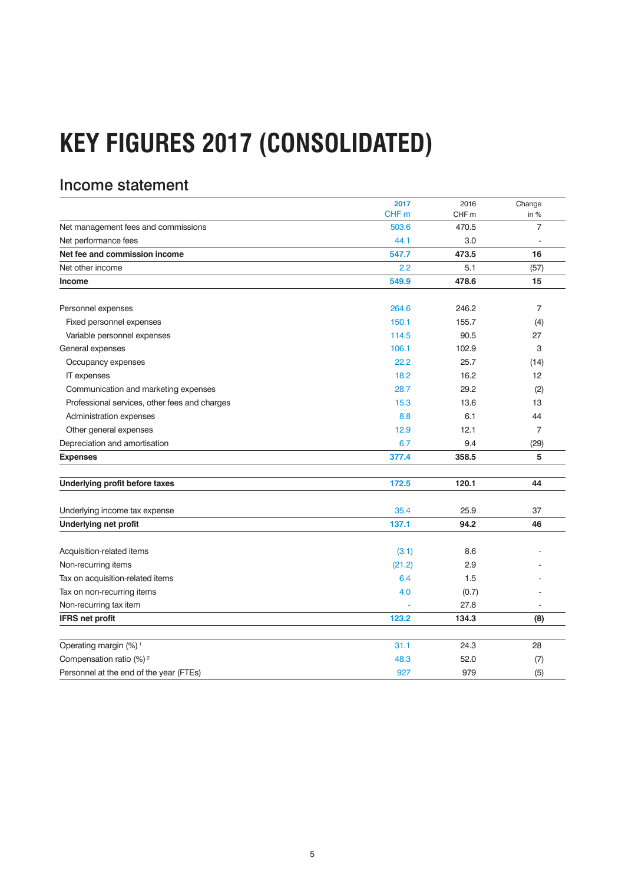# KEY FIGURES 2017 (CONSOLIDATED)

## Income statement

| | 2017<br>CHF m | 2016<br>CHF m | Change<br>in % |
|---|---|---|---|
| Net management fees and commissions | 503.6 | 470.5 | 7 |
| Net performance fees | 44.1 | 3.0 | - |
| **Net fee and commission income** | **547.7** | **473.5** | **16** |
| Net other income | 2.2 | 5.1 | (57) |
| **Income** | **549.9** | **478.6** | **15** |
| | | | |
| Personnel expenses | 264.6 | 246.2 | 7 |
| Fixed personnel expenses | 150.1 | 155.7 | (4) |
| Variable personnel expenses | 114.5 | 90.5 | 27 |
| General expenses | 106.1 | 102.9 | 3 |
| Occupancy expenses | 22.2 | 25.7 | (14) |
| IT expenses | 18.2 | 16.2 | 12 |
| Communication and marketing expenses | 28.7 | 29.2 | (2) |
| Professional services, other fees and charges | 15.3 | 13.6 | 13 |
| Administration expenses | 8.8 | 6.1 | 44 |
| Other general expenses | 12.9 | 12.1 | 7 |
| Depreciation and amortisation | 6.7 | 9.4 | (29) |
| **Expenses** | **377.4** | **358.5** | **5** |
| | | | |
| **Underlying profit before taxes** | **172.5** | **120.1** | **44** |
| | | | |
| Underlying income tax expense | 35.4 | 25.9 | 37 |
| **Underlying net profit** | **137.1** | **94.2** | **46** |
| | | | |
| Acquisition-related items | (3.1) | 8.6 | - |
| Non-recurring items | (21.2) | 2.9 | - |
| Tax on acquisition-related items | 6.4 | 1.5 | - |
| Tax on non-recurring items | 4.0 | (0.7) | - |
| Non-recurring tax item | - | 27.8 | - |
| **IFRS net profit** | **123.2** | **134.3** | **(8)** |
| | | | |
| Operating margin (%) [1] | 31.1 | 24.3 | 28 |
| Compensation ratio (%) [2] | 48.3 | 52.0 | (7) |
| Personnel at the end of the year (FTEs) | 927 | 979 | (5) |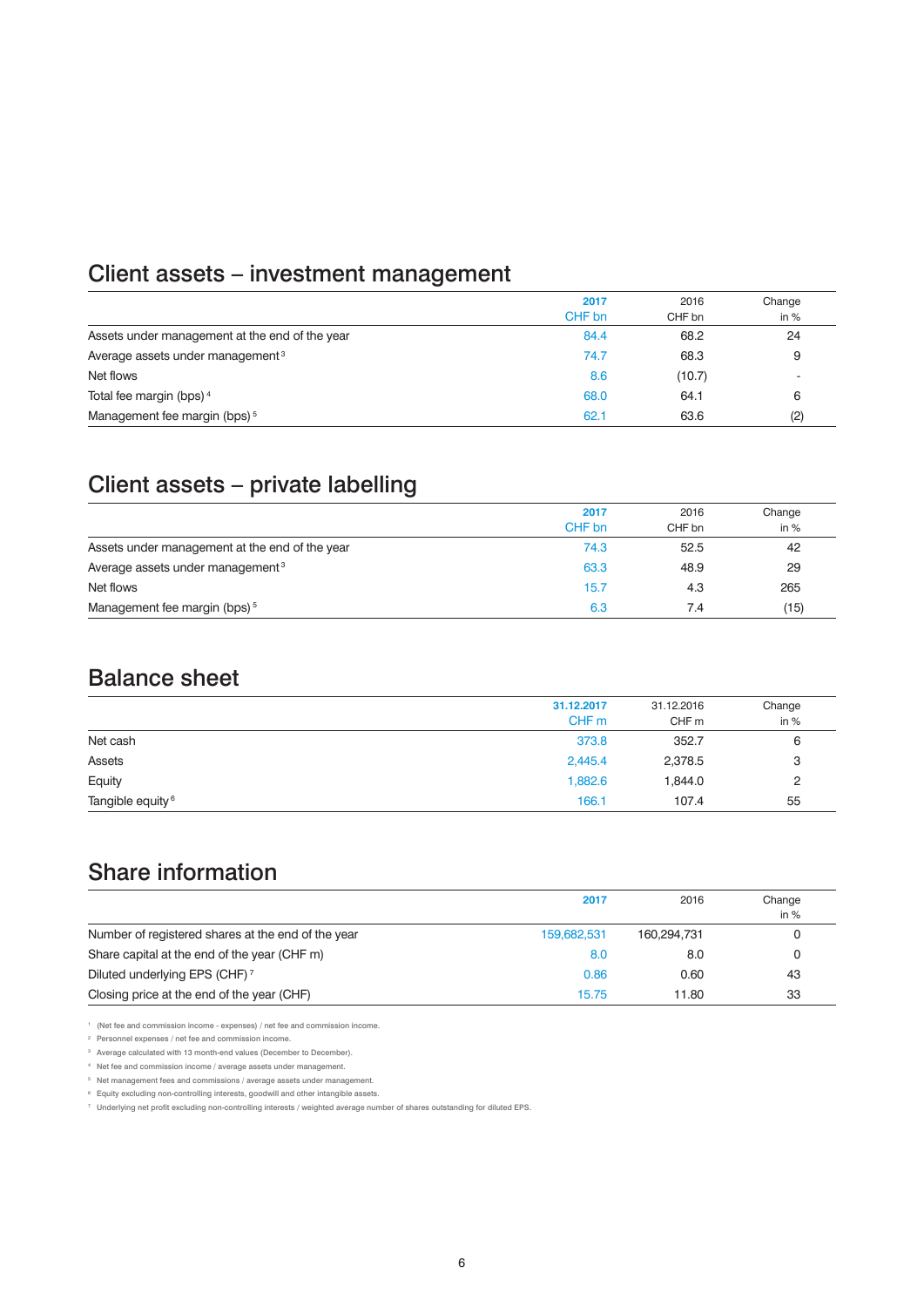## Client assets – investment management

| | 2017<br>CHF bn | 2016<br>CHF bn | Change<br>in % |
|---|---|---|---|
| Assets under management at the end of the year | 84.4 | 68.2 | 24 |
| Average assets under management [3] | 74.7 | 68.3 | 9 |
| Net flows | 8.6 | (10.7) | - |
| Total fee margin (bps) [4] | 68.0 | 64.1 | 6 |
| Management fee margin (bps) [5] | 62.1 | 63.6 | (2) |

## Client assets – private labelling

| | 2017<br>CHF bn | 2016<br>CHF bn | Change<br>in % |
|---|---|---|---|
| Assets under management at the end of the year | 74.3 | 52.5 | 42 |
| Average assets under management [3] | 63.3 | 48.9 | 29 |
| Net flows | 15.7 | 4.3 | 265 |
| Management fee margin (bps) [5] | 6.3 | 7.4 | (15) |

## Balance sheet

| | 31.12.2017<br>CHF m | 31.12.2016<br>CHF m | Change<br>in % |
|---|---|---|---|
| Net cash | 373.8 | 352.7 | 6 |
| Assets | 2,445.4 | 2,378.5 | 3 |
| Equity | 1,882.6 | 1,844.0 | 2 |
| Tangible equity [6] | 166.1 | 107.4 | 55 |

## Share information

| | 2017 | 2016 | Change<br>in % |
|---|---|---|---|
| Number of registered shares at the end of the year | 159,682,531 | 160,294,731 | 0 |
| Share capital at the end of the year (CHF m) | 8.0 | 8.0 | 0 |
| Diluted underlying EPS (CHF) [7] | 0.86 | 0.60 | 43 |
| Closing price at the end of the year (CHF) | 15.75 | 11.80 | 33 |

[1] (Net fee and commission income - expenses) / net fee and commission income.
[2] Personnel expenses / net fee and commission income.
[3] Average calculated with 13 month-end values (December to December).
[4] Net fee and commission income / average assets under management.
[5] Net management fees and commissions / average assets under management.
[6] Equity excluding non-controlling interests, goodwill and other intangible assets.
[7] Underlying net profit excluding non-controlling interests / weighted average number of shares outstanding for diluted EPS.